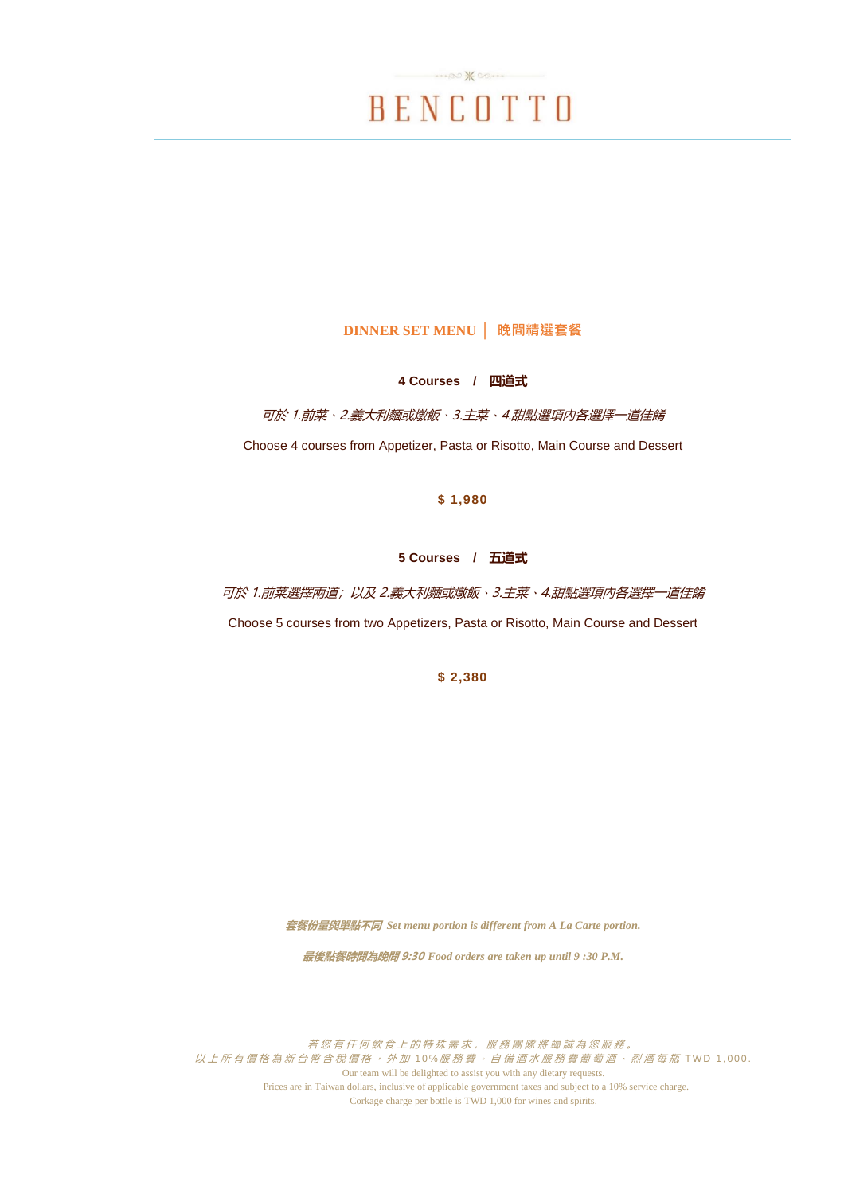# BENCOTTO

## DINNER SET MENU │ 晚間精選套餐

### 4 Courses / 四道式

*可於 1.前菜、2.義大利麵或燉飯、3.主菜、4.甜點選項內各選擇一道佳餚*

Choose 4 courses from Appetizer, Pasta or Risotto, Main Course and Dessert

**$ 1,980**

### 5 Courses / 五道式

*可於 1.前菜選擇兩道；以及 2.義大利麵或燉飯、3.主菜、4.甜點選項內各選擇一道佳餚*

Choose 5 courses from two Appetizers, Pasta or Risotto, Main Course and Dessert

**$ 2,380**

***套餐份量與單點不同 Set menu portion is different from A La Carte portion.***

***最後點餐時間為晚間 9:30 Food orders are taken up until 9 :30 P.M.***

*若您有任何飲食上的特殊需求，服務團隊將竭誠為您服務。*
*以上所有價格為新台幣含稅價格，外加 10%服務費。自備酒水服務費葡萄酒、烈酒每瓶 TWD 1,000.*
Our team will be delighted to assist you with any dietary requests.
Prices are in Taiwan dollars, inclusive of applicable government taxes and subject to a 10% service charge.
Corkage charge per bottle is TWD 1,000 for wines and spirits.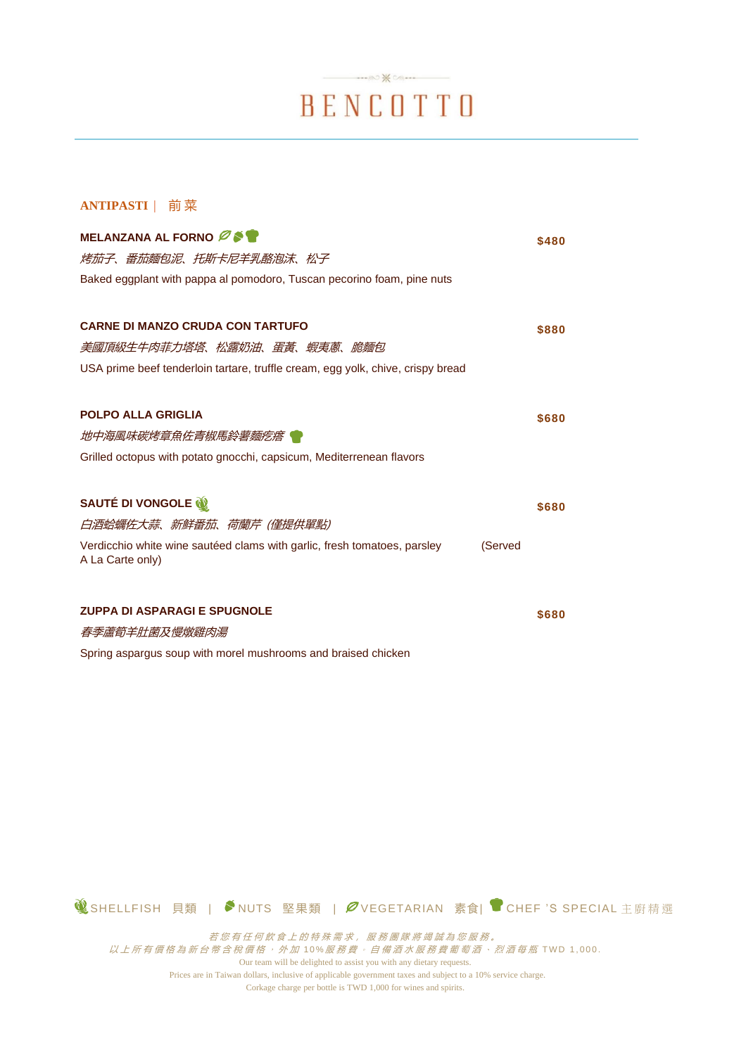# BENCOTTO

## ANTIPASTI | 前菜

**MELANZANA AL FORNO** 🌿 🌰 👨‍🍳 — **$480**

*烤茄子、番茄麵包泥、托斯卡尼羊乳酪泡沫、松子*

Baked eggplant with pappa al pomodoro, Tuscan pecorino foam, pine nuts

**CARNE DI MANZO CRUDA CON TARTUFO** — **$880**

*美國頂級生牛肉菲力塔塔、松露奶油、蛋黃、蝦夷蔥、脆麵包*

USA prime beef tenderloin tartare, truffle cream, egg yolk, chive, crispy bread

**POLPO ALLA GRIGLIA** — **$680**

*地中海風味碳烤章魚佐青椒馬鈴薯麵疙瘩* 👨‍🍳

Grilled octopus with potato gnocchi, capsicum, Mediterrenean flavors

**SAUTÉ DI VONGOLE** 🐚 — **$680**

*白酒蛤蠣佐大蒜、新鮮番茄、荷蘭芹 (僅提供單點)*

Verdicchio white wine sautéed clams with garlic, fresh tomatoes, parsley (Served A La Carte only)

**ZUPPA DI ASPARAGI E SPUGNOLE** — **$680**

*春季蘆筍羊肚菌及慢燉雞肉湯*

Spring aspargus soup with morel mushrooms and braised chicken

🐚 SHELLFISH 貝類 | 🌰 NUTS 堅果類 | 🌿 VEGETARIAN 素食 | 👨‍🍳 CHEF 'S SPECIAL 主廚精選

*若您有任何飲食上的特殊需求，服務團隊將竭誠為您服務。*

*以上所有價格為新台幣含稅價格，外加 10%服務費。自備酒水服務費葡萄酒、烈酒每瓶 TWD 1,000.*

Our team will be delighted to assist you with any dietary requests.

Prices are in Taiwan dollars, inclusive of applicable government taxes and subject to a 10% service charge.

Corkage charge per bottle is TWD 1,000 for wines and spirits.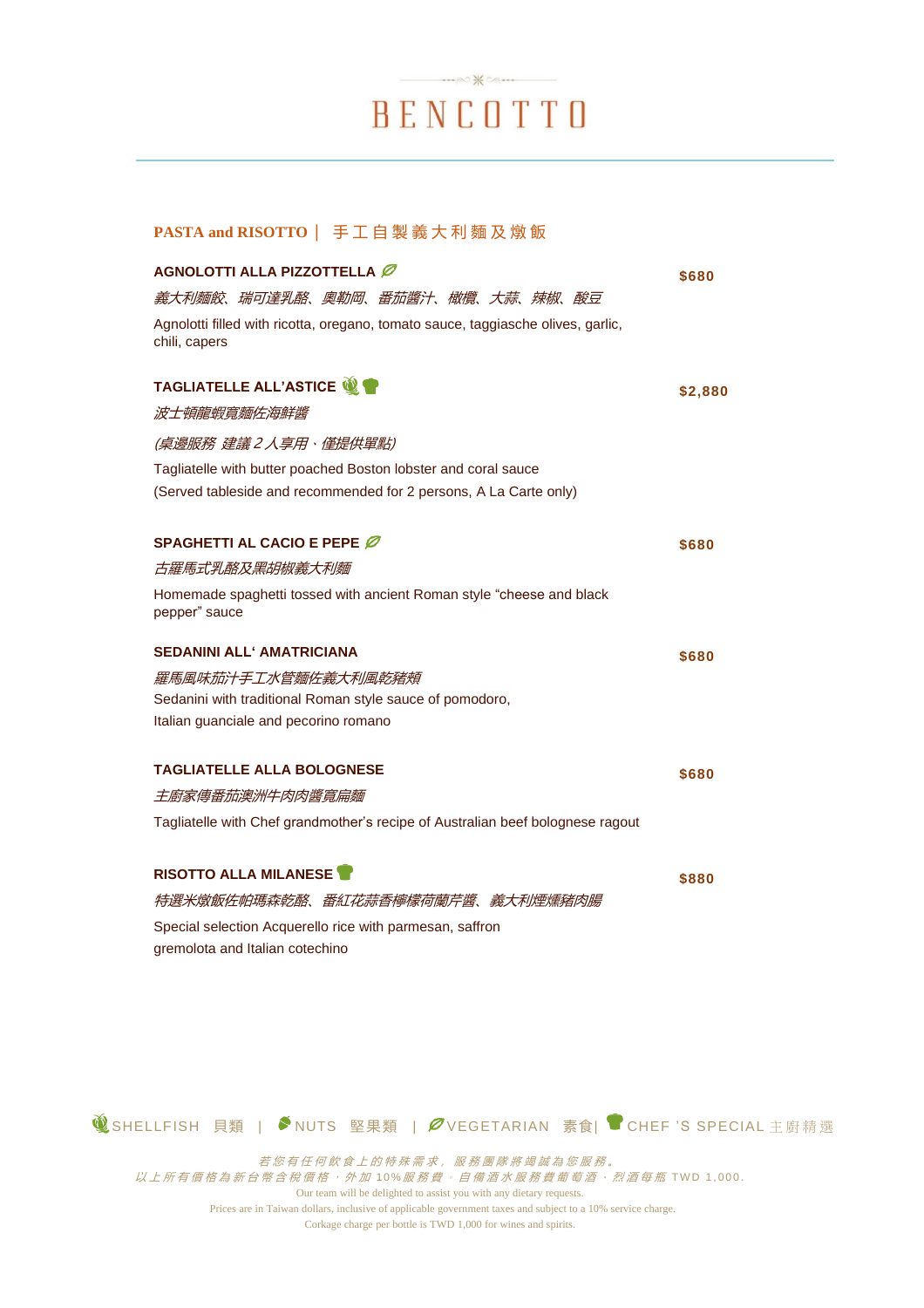# BENCOTTO

## PASTA and RISOTTO｜ 手工自製義大利麵及燉飯

**AGNOLOTTI ALLA PIZZOTTELLA** 🌿 — **$680**

*義大利麵餃、瑞可達乳酪、奧勒岡、番茄醬汁、橄欖、大蒜、辣椒、酸豆*

Agnolotti filled with ricotta, oregano, tomato sauce, taggiasche olives, garlic, chili, capers

**TAGLIATELLE ALL'ASTICE** 🦐 🍄 — **$2,880**

*波士頓龍蝦寬麵佐海鮮醬*

*(桌邊服務 建議 2 人享用、僅提供單點)*

Tagliatelle with butter poached Boston lobster and coral sauce
(Served tableside and recommended for 2 persons, A La Carte only)

**SPAGHETTI AL CACIO E PEPE** 🌿 — **$680**

*古羅馬式乳酪及黑胡椒義大利麵*

Homemade spaghetti tossed with ancient Roman style "cheese and black pepper" sauce

**SEDANINI ALL' AMATRICIANA** — **$680**

*羅馬風味茄汁手工水管麵佐義大利風乾豬頰*

Sedanini with traditional Roman style sauce of pomodoro,
Italian guanciale and pecorino romano

**TAGLIATELLE ALLA BOLOGNESE** — **$680**

*主廚家傳番茄澳洲牛肉肉醬寬扁麵*

Tagliatelle with Chef grandmother's recipe of Australian beef bolognese ragout

**RISOTTO ALLA MILANESE** 🍄 — **$880**

*特選米燉飯佐帕瑪森乾酪、番紅花蒜香檸檬荷蘭芹醬、義大利煙燻豬肉腸*

Special selection Acquerello rice with parmesan, saffron
gremolota and Italian cotechino

🦐 SHELLFISH 貝類 | 🌰 NUTS 堅果類 | 🌿 VEGETARIAN 素食 | 🍄 CHEF 'S SPECIAL 主廚精選

*若您有任何飲食上的特殊需求，服務團隊將竭誠為您服務。*
*以上所有價格為新台幣含稅價格，外加 10%服務費。自備酒水服務費葡萄酒、烈酒每瓶 TWD 1,000.*

Our team will be delighted to assist you with any dietary requests.
Prices are in Taiwan dollars, inclusive of applicable government taxes and subject to a 10% service charge.
Corkage charge per bottle is TWD 1,000 for wines and spirits.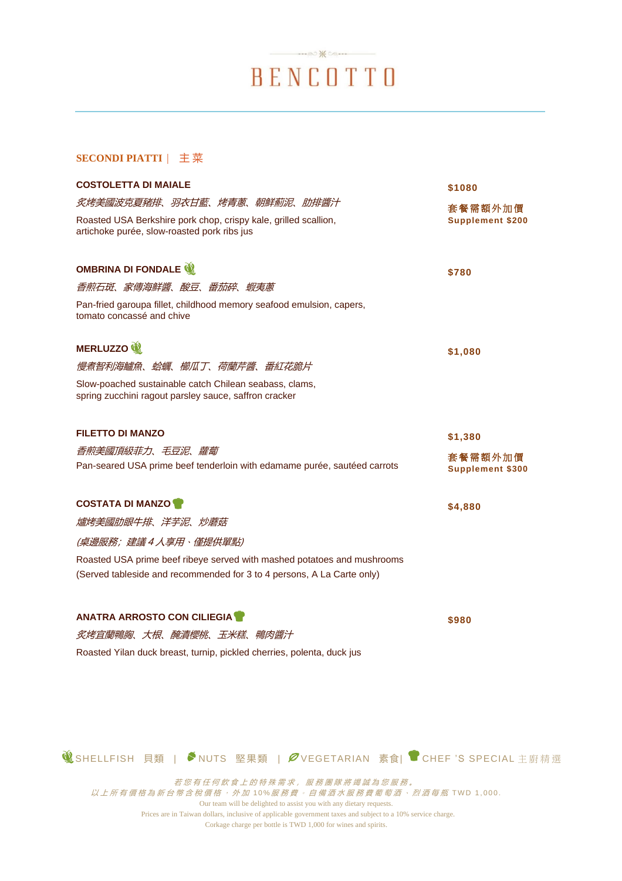# BENCOTTO

## SECONDI PIATTI | 主菜

**COSTOLETTA DI MAIALE** — **$1080**

*炙烤美國波克夏豬排、羽衣甘藍、烤青蔥、朝鮮薊泥、肋排醬汁*

Roasted USA Berkshire pork chop, crispy kale, grilled scallion, artichoke purée, slow-roasted pork ribs jus

**套餐需額外加價 Supplement $200**

**OMBRINA DI FONDALE** (Shellfish) — **$780**

*香煎石斑、家傳海鮮醬、酸豆、番茄碎、蝦夷蔥*

Pan-fried garoupa fillet, childhood memory seafood emulsion, capers, tomato concassé and chive

**MERLUZZO** (Shellfish) — **$1,080**

*慢煮智利海鱸魚、蛤蠣、櫛瓜丁、荷蘭芹醬、番紅花脆片*

Slow-poached sustainable catch Chilean seabass, clams, spring zucchini ragout parsley sauce, saffron cracker

**FILETTO DI MANZO** — **$1,380**

*香煎美國頂級菲力、毛豆泥、蘿蔔*

Pan-seared USA prime beef tenderloin with edamame purée, sautéed carrots

**套餐需額外加價 Supplement $300**

**COSTATA DI MANZO** (Chef's Special) — **$4,880**

*爐烤美國肋眼牛排、洋芋泥、炒蘑菇*

*(桌邊服務; 建議 4 人享用、僅提供單點)*

Roasted USA prime beef ribeye served with mashed potatoes and mushrooms (Served tableside and recommended for 3 to 4 persons, A La Carte only)

**ANATRA ARROSTO CON CILIEGIA** (Chef's Special) — **$980**

*炙烤宜蘭鴨胸、大根、醃漬櫻桃、玉米糕、鴨肉醬汁*

Roasted Yilan duck breast, turnip, pickled cherries, polenta, duck jus

SHELLFISH 貝類 | NUTS 堅果類 | VEGETARIAN 素食 | CHEF 'S SPECIAL 主廚精選

*若您有任何飲食上的特殊需求，服務團隊將竭誠為您服務。*
*以上所有價格為新台幣含稅價格，外加 10%服務費。自備酒水服務費葡萄酒、烈酒每瓶 TWD 1,000.*

Our team will be delighted to assist you with any dietary requests.
Prices are in Taiwan dollars, inclusive of applicable government taxes and subject to a 10% service charge.
Corkage charge per bottle is TWD 1,000 for wines and spirits.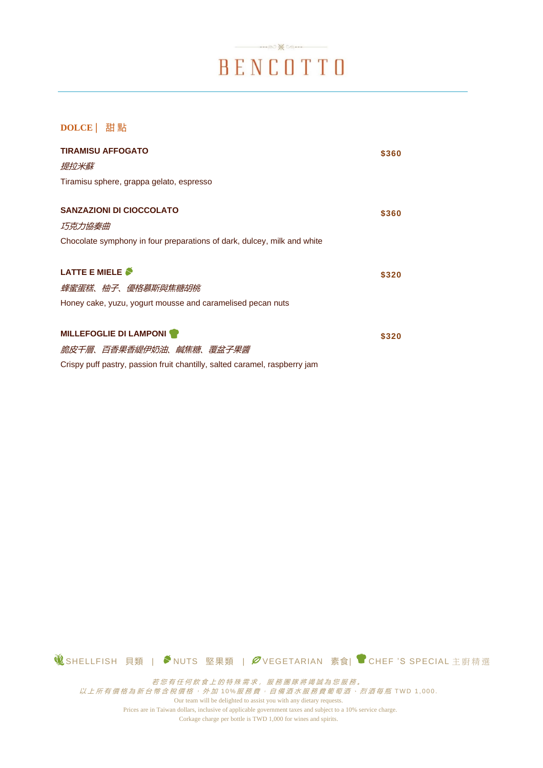# BENCOTTO

## DOLCE | 甜點

**TIRAMISU AFFOGATO** — **$360**

*提拉米蘇*

Tiramisu sphere, grappa gelato, espresso

**SANZAZIONI DI CIOCCOLATO** — **$360**

*巧克力協奏曲*

Chocolate symphony in four preparations of dark, dulcey, milk and white

**LATTE E MIELE** (Nuts) — **$320**

*蜂蜜蛋糕、柚子、優格慕斯與焦糖胡桃*

Honey cake, yuzu, yogurt mousse and caramelised pecan nuts

**MILLEFOGLIE DI LAMPONI** (Chef's Special) — **$320**

*脆皮千層、百香果香緹伊奶油、鹹焦糖、覆盆子果醬*

Crispy puff pastry, passion fruit chantilly, salted caramel, raspberry jam

SHELLFISH 貝類 | NUTS 堅果類 | VEGETARIAN 素食| CHEF 'S SPECIAL 主廚精選

*若您有任何飲食上的特殊需求，服務團隊將竭誠為您服務。*

*以上所有價格為新台幣含稅價格，外加 10%服務費。自備酒水服務費葡萄酒、烈酒每瓶 TWD 1,000.*

Our team will be delighted to assist you with any dietary requests.

Prices are in Taiwan dollars, inclusive of applicable government taxes and subject to a 10% service charge.

Corkage charge per bottle is TWD 1,000 for wines and spirits.